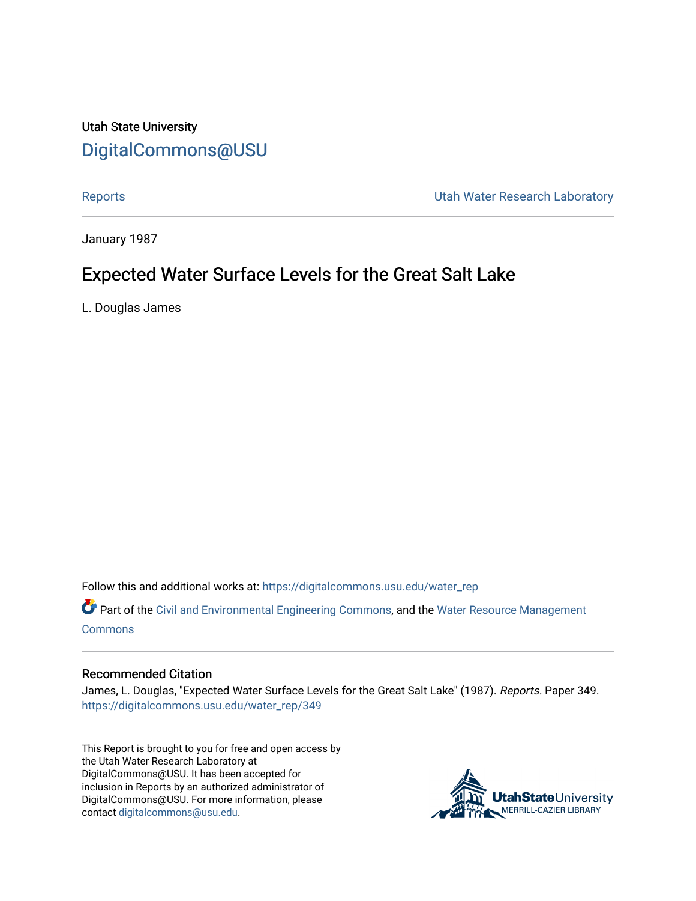Utah State University

# DigitalCommons@USU

Reports | Utah Water Research Laboratory

January 1987

## Expected Water Surface Levels for the Great Salt Lake

L. Douglas James

Follow this and additional works at: https://digitalcommons.usu.edu/water_rep

Part of the Civil and Environmental Engineering Commons, and the Water Resource Management Commons

### Recommended Citation

James, L. Douglas, "Expected Water Surface Levels for the Great Salt Lake" (1987). *Reports.* Paper 349.
https://digitalcommons.usu.edu/water_rep/349

This Report is brought to you for free and open access by the Utah Water Research Laboratory at DigitalCommons@USU. It has been accepted for inclusion in Reports by an authorized administrator of DigitalCommons@USU. For more information, please contact digitalcommons@usu.edu.

UtahStateUniversity
MERRILL-CAZIER LIBRARY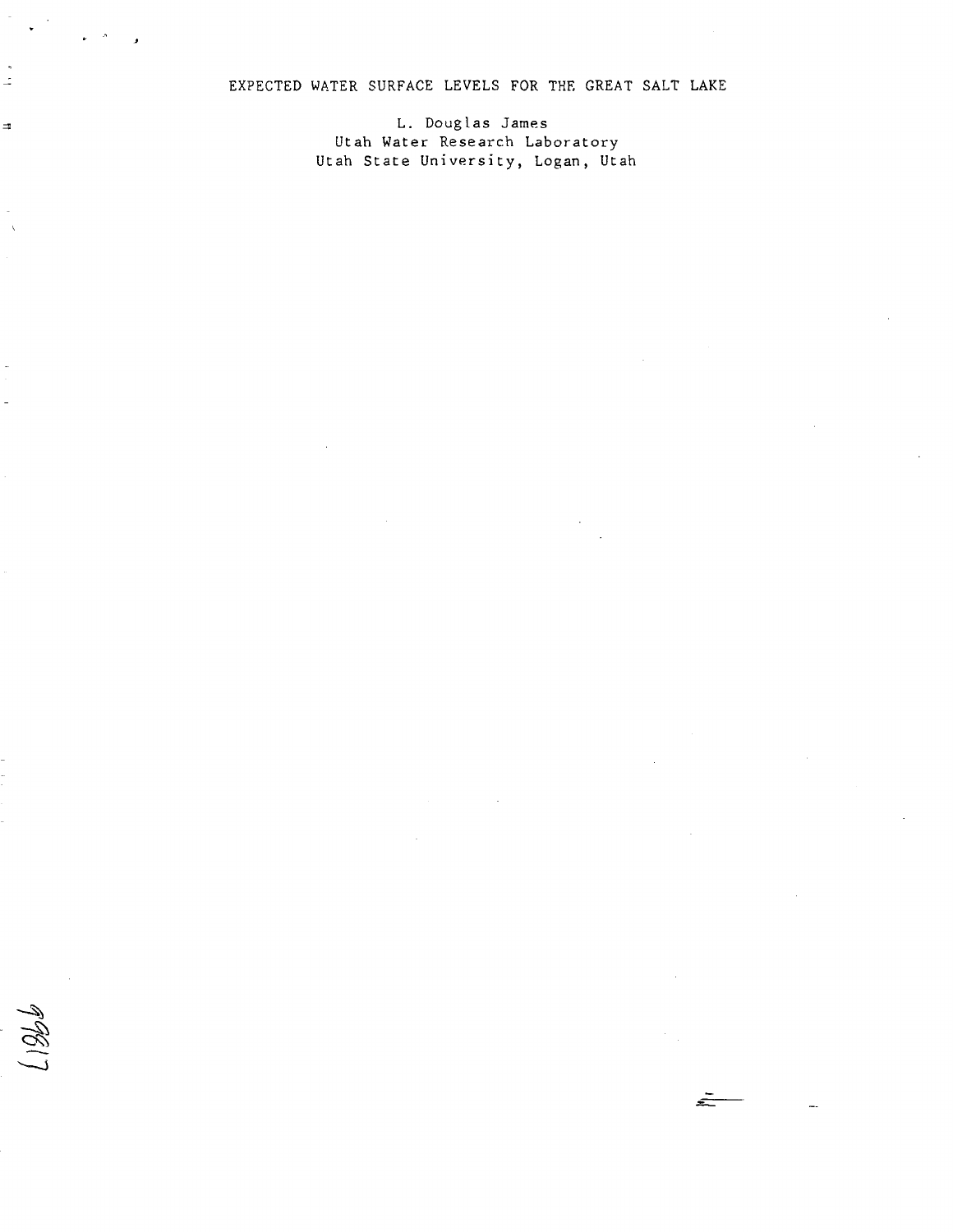# EXPECTED WATER SURFACE LEVELS FOR THE GREAT SALT LAKE

L. Douglas James
Utah Water Research Laboratory
Utah State University, Logan, Utah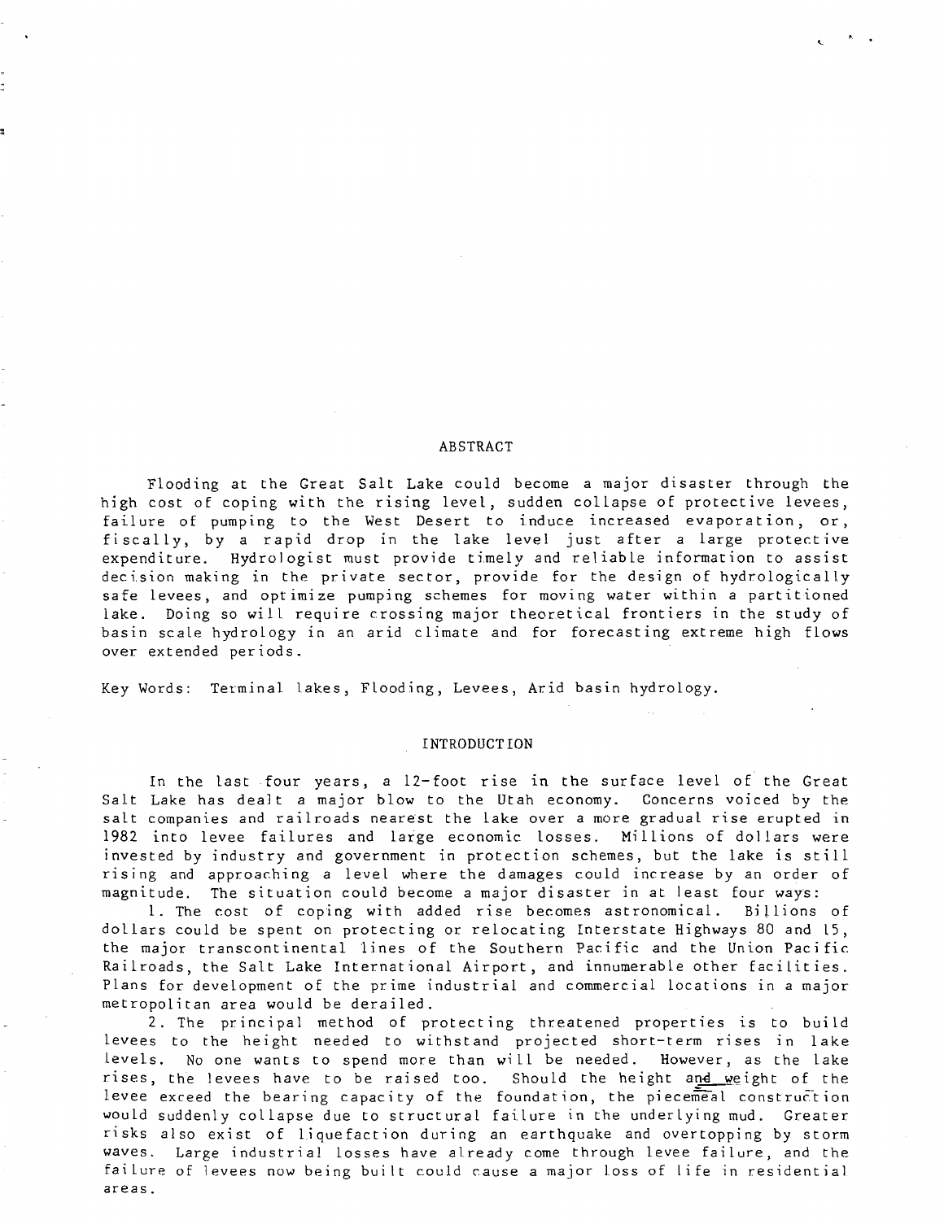## ABSTRACT

Flooding at the Great Salt Lake could become a major disaster through the high cost of coping with the rising level, sudden collapse of protective levees, failure of pumping to the West Desert to induce increased evaporation, or, fiscally, by a rapid drop in the lake level just after a large protective expenditure. Hydrologist must provide timely and reliable information to assist decision making in the private sector, provide for the design of hydrologically safe levees, and optimize pumping schemes for moving water within a partitioned lake. Doing so will require crossing major theoretical frontiers in the study of basin scale hydrology in an arid climate and for forecasting extreme high flows over extended periods.

Key Words: Terminal lakes, Flooding, Levees, Arid basin hydrology.

## INTRODUCTION

In the last four years, a 12-foot rise in the surface level of the Great Salt Lake has dealt a major blow to the Utah economy. Concerns voiced by the salt companies and railroads nearest the lake over a more gradual rise erupted in 1982 into levee failures and large economic losses. Millions of dollars were invested by industry and government in protection schemes, but the lake is still rising and approaching a level where the damages could increase by an order of magnitude. The situation could become a major disaster in at least four ways:

1. The cost of coping with added rise becomes astronomical. Billions of dollars could be spent on protecting or relocating Interstate Highways 80 and 15, the major transcontinental lines of the Southern Pacific and the Union Pacific Railroads, the Salt Lake International Airport, and innumerable other facilities. Plans for development of the prime industrial and commercial locations in a major metropolitan area would be derailed.

2. The principal method of protecting threatened properties is to build levees to the height needed to withstand projected short-term rises in lake levels. No one wants to spend more than will be needed. However, as the lake rises, the levees have to be raised too. Should the height and weight of the levee exceed the bearing capacity of the foundation, the piecemeal construction would suddenly collapse due to structural failure in the underlying mud. Greater risks also exist of liquefaction during an earthquake and overtopping by storm waves. Large industrial losses have already come through levee failure, and the failure of levees now being built could cause a major loss of life in residential areas.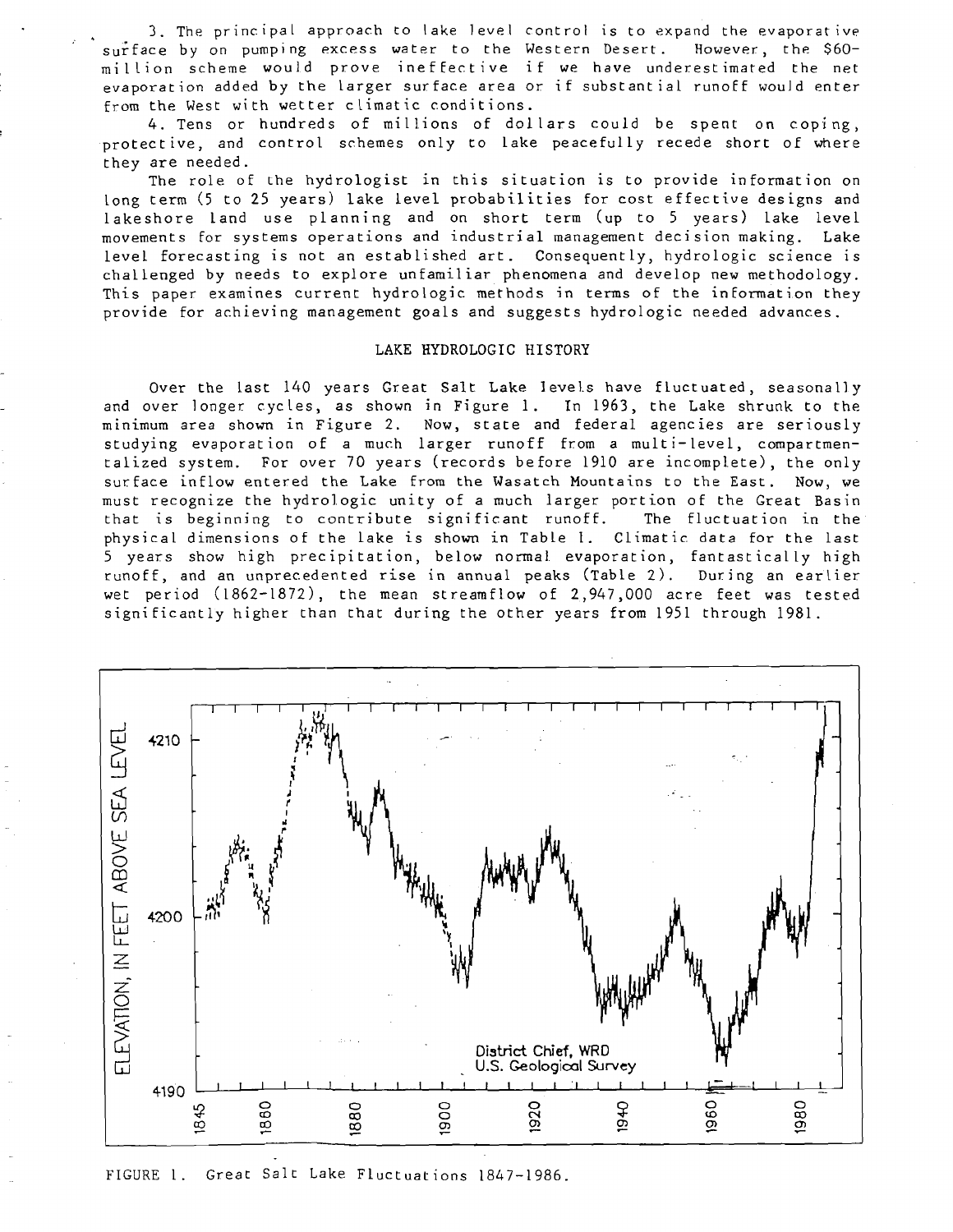3. The principal approach to lake level control is to expand the evaporative surface by on pumping excess water to the Western Desert. However, the $60-million scheme would prove ineffective if we have underestimated the net evaporation added by the larger surface area or if substantial runoff would enter from the West with wetter climatic conditions.

4. Tens or hundreds of millions of dollars could be spent on coping, protective, and control schemes only to lake peacefully recede short of where they are needed.

The role of the hydrologist in this situation is to provide information on long term (5 to 25 years) lake level probabilities for cost effective designs and lakeshore land use planning and on short term (up to 5 years) lake level movements for systems operations and industrial management decision making. Lake level forecasting is not an established art. Consequently, hydrologic science is challenged by needs to explore unfamiliar phenomena and develop new methodology. This paper examines current hydrologic methods in terms of the information they provide for achieving management goals and suggests hydrologic needed advances.

## LAKE HYDROLOGIC HISTORY

Over the last 140 years Great Salt Lake levels have fluctuated, seasonally and over longer cycles, as shown in Figure 1. In 1963, the Lake shrunk to the minimum area shown in Figure 2. Now, state and federal agencies are seriously studying evaporation of a much larger runoff from a multi-level, compartmentalized system. For over 70 years (records before 1910 are incomplete), the only surface inflow entered the Lake from the Wasatch Mountains to the East. Now, we must recognize the hydrologic unity of a much larger portion of the Great Basin that is beginning to contribute significant runoff. The fluctuation in the physical dimensions of the lake is shown in Table 1. Climatic data for the last 5 years show high precipitation, below normal evaporation, fantastically high runoff, and an unprecedented rise in annual peaks (Table 2). During an earlier wet period (1862-1872), the mean streamflow of 2,947,000 acre feet was tested significantly higher than that during the other years from 1951 through 1981.

FIGURE 1. Great Salt Lake Fluctuations 1847-1986.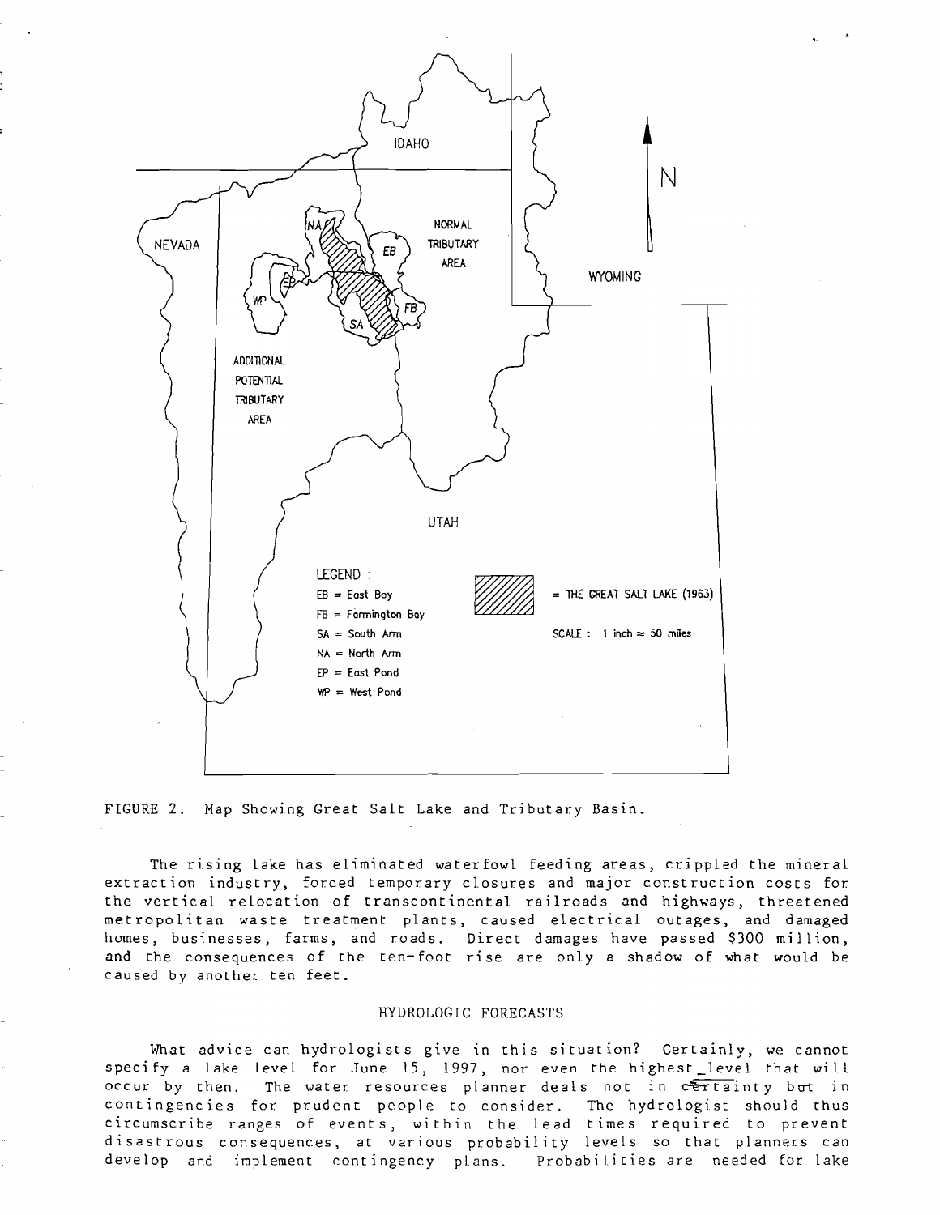FIGURE 2. Map Showing Great Salt Lake and Tributary Basin.

The rising lake has eliminated waterfowl feeding areas, crippled the mineral extraction industry, forced temporary closures and major construction costs for the vertical relocation of transcontinental railroads and highways, threatened metropolitan waste treatment plants, caused electrical outages, and damaged homes, businesses, farms, and roads. Direct damages have passed $300 million, and the consequences of the ten-foot rise are only a shadow of what would be caused by another ten feet.

## HYDROLOGIC FORECASTS

What advice can hydrologists give in this situation? Certainly, we cannot specify a lake level for June 15, 1997, nor even the highest level that will occur by then. The water resources planner deals not in certainty but in contingencies for prudent people to consider. The hydrologist should thus circumscribe ranges of events, within the lead times required to prevent disastrous consequences, at various probability levels so that planners can develop and implement contingency plans. Probabilities are needed for lake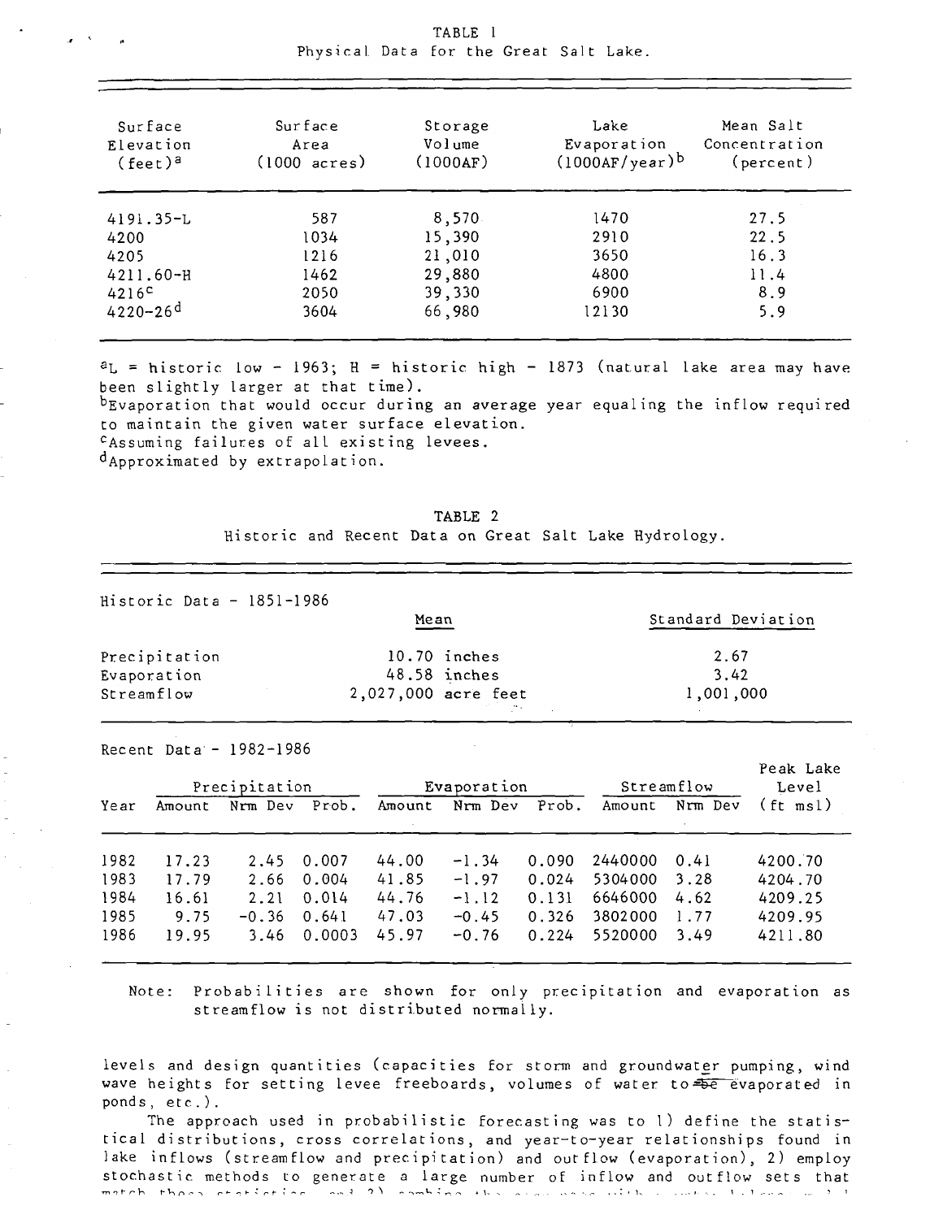TABLE 1

Physical Data for the Great Salt Lake.

| Surface Elevation (feet)[a] | Surface Area (1000 acres) | Storage Volume (1000AF) | Lake Evaporation (1000AF/year)[b] | Mean Salt Concentration (percent) |
|---|---|---|---|---|
| 4191.35-L | 587 | 8,570 | 1470 | 27.5 |
| 4200 | 1034 | 15,390 | 2910 | 22.5 |
| 4205 | 1216 | 21,010 | 3650 | 16.3 |
| 4211.60-H | 1462 | 29,880 | 4800 | 11.4 |
| 4216[c] | 2050 | 39,330 | 6900 | 8.9 |
| 4220-26[d] | 3604 | 66,980 | 12130 | 5.9 |

[a]L = historic low - 1963; H = historic high - 1873 (natural lake area may have been slightly larger at that time).
[b]Evaporation that would occur during an average year equaling the inflow required to maintain the given water surface elevation.
[c]Assuming failures of all existing levees.
[d]Approximated by extrapolation.

TABLE 2

Historic and Recent Data on Great Salt Lake Hydrology.

Historic Data - 1851-1986

| | Mean | Standard Deviation |
|---|---|---|
| Precipitation | 10.70 inches | 2.67 |
| Evaporation | 48.58 inches | 3.42 |
| Streamflow | 2,027,000 acre feet | 1,001,000 |

Recent Data - 1982-1986

| | Precipitation | | | Evaporation | | | Streamflow | | Peak Lake Level |
|---|---|---|---|---|---|---|---|---|---|
| Year | Amount | Nrm Dev | Prob. | Amount | Nrm Dev | Prob. | Amount | Nrm Dev | (ft msl) |
| 1982 | 17.23 | 2.45 | 0.007 | 44.00 | -1.34 | 0.090 | 2440000 | 0.41 | 4200.70 |
| 1983 | 17.79 | 2.66 | 0.004 | 41.85 | -1.97 | 0.024 | 5304000 | 3.28 | 4204.70 |
| 1984 | 16.61 | 2.21 | 0.014 | 44.76 | -1.12 | 0.131 | 6646000 | 4.62 | 4209.25 |
| 1985 | 9.75 | -0.36 | 0.641 | 47.03 | -0.45 | 0.326 | 3802000 | 1.77 | 4209.95 |
| 1986 | 19.95 | 3.46 | 0.0003 | 45.97 | -0.76 | 0.224 | 5520000 | 3.49 | 4211.80 |

Note: Probabilities are shown for only precipitation and evaporation as streamflow is not distributed normally.

levels and design quantities (capacities for storm and groundwater pumping, wind wave heights for setting levee freeboards, volumes of water to be evaporated in ponds, etc.).

The approach used in probabilistic forecasting was to 1) define the statistical distributions, cross correlations, and year-to-year relationships found in lake inflows (streamflow and precipitation) and outflow (evaporation), 2) employ stochastic methods to generate a large number of inflow and outflow sets that match these statistics, and 3) combine the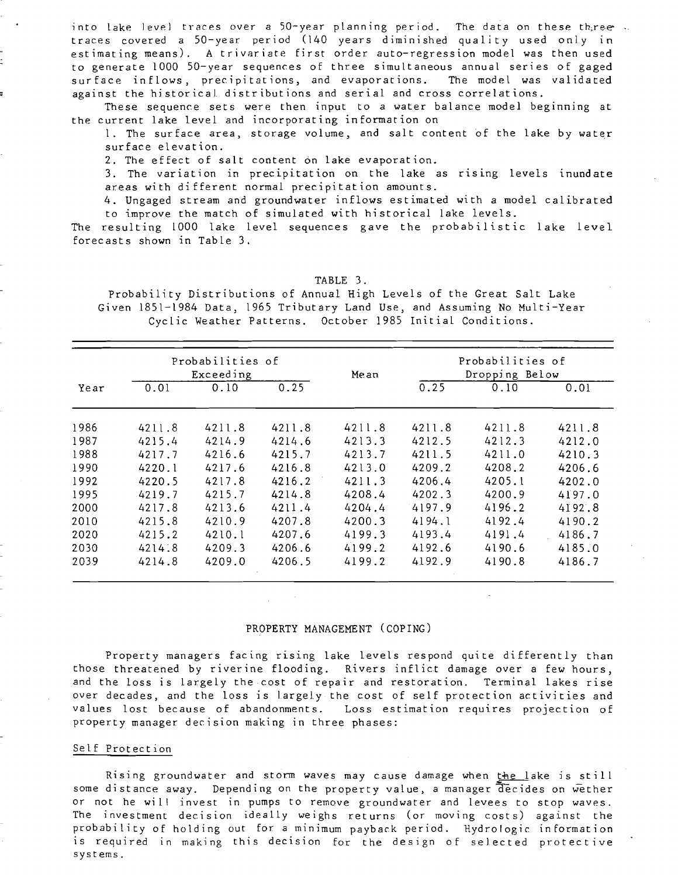into lake level traces over a 50-year planning period. The data on these three traces covered a 50-year period (140 years diminished quality used only in estimating means). A trivariate first order auto-regression model was then used to generate 1000 50-year sequences of three simultaneous annual series of gaged surface inflows, precipitations, and evaporations. The model was validated against the historical distributions and serial and cross correlations.

These sequence sets were then input to a water balance model beginning at the current lake level and incorporating information on

1. The surface area, storage volume, and salt content of the lake by water surface elevation.
2. The effect of salt content on lake evaporation.
3. The variation in precipitation on the lake as rising levels inundate areas with different normal precipitation amounts.
4. Ungaged stream and groundwater inflows estimated with a model calibrated to improve the match of simulated with historical lake levels.

The resulting 1000 lake level sequences gave the probabilistic lake level forecasts shown in Table 3.

TABLE 3.
Probability Distributions of Annual High Levels of the Great Salt Lake Given 1851-1984 Data, 1965 Tributary Land Use, and Assuming No Multi-Year Cyclic Weather Patterns. October 1985 Initial Conditions.

| Year | Probabilities of Exceeding | | | Mean | Probabilities of Dropping Below | | |
|---|---|---|---|---|---|---|---|
| | 0.01 | 0.10 | 0.25 | | 0.25 | 0.10 | 0.01 |
| 1986 | 4211.8 | 4211.8 | 4211.8 | 4211.8 | 4211.8 | 4211.8 | 4211.8 |
| 1987 | 4215.4 | 4214.9 | 4214.6 | 4213.3 | 4212.5 | 4212.3 | 4212.0 |
| 1988 | 4217.7 | 4216.6 | 4215.7 | 4213.7 | 4211.5 | 4211.0 | 4210.3 |
| 1990 | 4220.1 | 4217.6 | 4216.8 | 4213.0 | 4209.2 | 4208.2 | 4206.6 |
| 1992 | 4220.5 | 4217.8 | 4216.2 | 4211.3 | 4206.4 | 4205.1 | 4202.0 |
| 1995 | 4219.7 | 4215.7 | 4214.8 | 4208.4 | 4202.3 | 4200.9 | 4197.0 |
| 2000 | 4217.8 | 4213.6 | 4211.4 | 4204.4 | 4197.9 | 4196.2 | 4192.8 |
| 2010 | 4215.8 | 4210.9 | 4207.8 | 4200.3 | 4194.1 | 4192.4 | 4190.2 |
| 2020 | 4215.2 | 4210.1 | 4207.6 | 4199.3 | 4193.4 | 4191.4 | 4186.7 |
| 2030 | 4214.8 | 4209.3 | 4206.6 | 4199.2 | 4192.6 | 4190.6 | 4185.0 |
| 2039 | 4214.8 | 4209.0 | 4206.5 | 4199.2 | 4192.9 | 4190.8 | 4186.7 |

## PROPERTY MANAGEMENT (COPING)

Property managers facing rising lake levels respond quite differently than those threatened by riverine flooding. Rivers inflict damage over a few hours, and the loss is largely the cost of repair and restoration. Terminal lakes rise over decades, and the loss is largely the cost of self protection activities and values lost because of abandonments. Loss estimation requires projection of property manager decision making in three phases:

### Self Protection

Rising groundwater and storm waves may cause damage when the lake is still some distance away. Depending on the property value, a manager decides on wether or not he will invest in pumps to remove groundwater and levees to stop waves. The investment decision ideally weighs returns (or moving costs) against the probability of holding out for a minimum payback period. Hydrologic information is required in making this decision for the design of selected protective systems.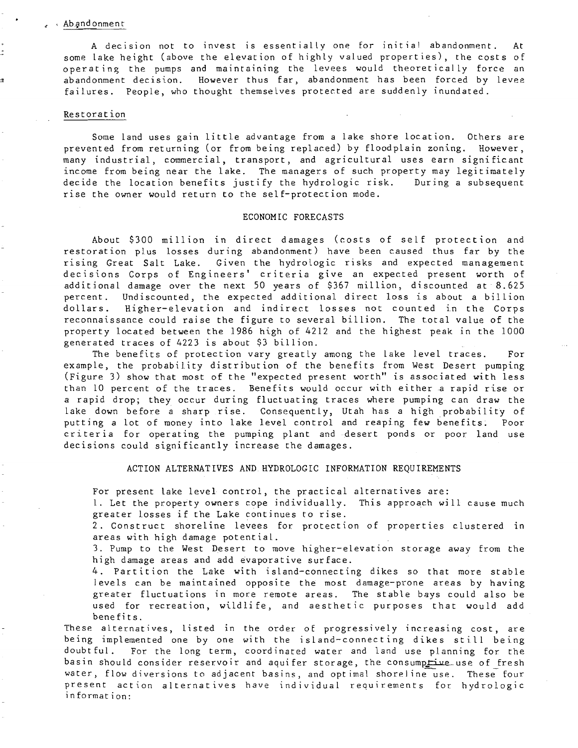### Abandonment

A decision not to invest is essentially one for initial abandonment. At some lake height (above the elevation of highly valued properties), the costs of operating the pumps and maintaining the levees would theoretically force an abandonment decision. However thus far, abandonment has been forced by levee failures. People, who thought themselves protected are suddenly inundated.

### Restoration

Some land uses gain little advantage from a lake shore location. Others are prevented from returning (or from being replaced) by floodplain zoning. However, many industrial, commercial, transport, and agricultural uses earn significant income from being near the lake. The managers of such property may legitimately decide the location benefits justify the hydrologic risk. During a subsequent rise the owner would return to the self-protection mode.

## ECONOMIC FORECASTS

About \$300 million in direct damages (costs of self protection and restoration plus losses during abandonment) have been caused thus far by the rising Great Salt Lake. Given the hydrologic risks and expected management decisions Corps of Engineers' criteria give an expected present worth of additional damage over the next 50 years of \$367 million, discounted at 8.625 percent. Undiscounted, the expected additional direct loss is about a billion dollars. Higher-elevation and indirect losses not counted in the Corps reconnaissance could raise the figure to several billion. The total value of the property located between the 1986 high of 4212 and the highest peak in the 1000 generated traces of 4223 is about \$3 billion.

The benefits of protection vary greatly among the lake level traces. For example, the probability distribution of the benefits from West Desert pumping (Figure 3) show that most of the "expected present worth" is associated with less than 10 percent of the traces. Benefits would occur with either a rapid rise or a rapid drop; they occur during fluctuating traces where pumping can draw the lake down before a sharp rise. Consequently, Utah has a high probability of putting a lot of money into lake level control and reaping few benefits. Poor criteria for operating the pumping plant and desert ponds or poor land use decisions could significantly increase the damages.

## ACTION ALTERNATIVES AND HYDROLOGIC INFORMATION REQUIREMENTS

For present lake level control, the practical alternatives are:

1. Let the property owners cope individually. This approach will cause much greater losses if the Lake continues to rise.
2. Construct shoreline levees for protection of properties clustered in areas with high damage potential.
3. Pump to the West Desert to move higher-elevation storage away from the high damage areas and add evaporative surface.
4. Partition the Lake with island-connecting dikes so that more stable levels can be maintained opposite the most damage-prone areas by having greater fluctuations in more remote areas. The stable bays could also be used for recreation, wildlife, and aesthetic purposes that would add benefits.

These alternatives, listed in the order of progressively increasing cost, are being implemented one by one with the island-connecting dikes still being doubtful. For the long term, coordinated water and land use planning for the basin should consider reservoir and aquifer storage, the consumptive use of fresh water, flow diversions to adjacent basins, and optimal shoreline use. These four present action alternatives have individual requirements for hydrologic information: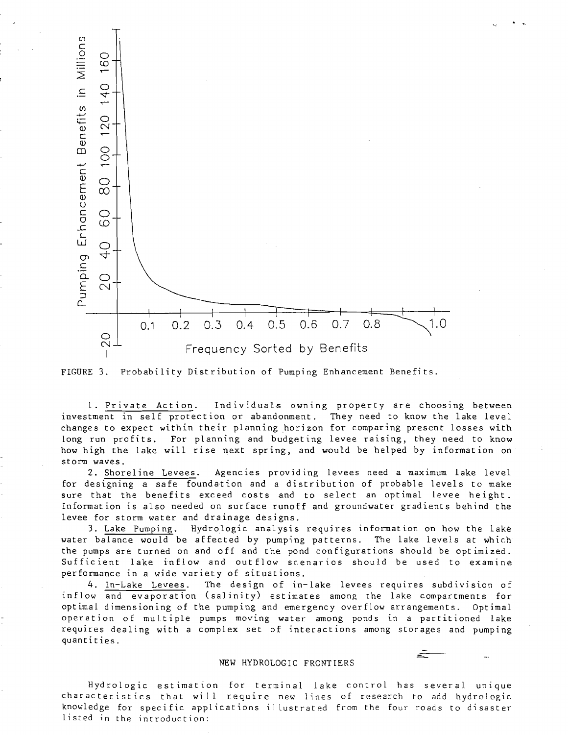FIGURE 3. Probability Distribution of Pumping Enhancement Benefits.

1. Private Action. Individuals owning property are choosing between investment in self protection or abandonment. They need to know the lake level changes to expect within their planning horizon for comparing present losses with long run profits. For planning and budgeting levee raising, they need to know how high the lake will rise next spring, and would be helped by information on storm waves.

2. Shoreline Levees. Agencies providing levees need a maximum lake level for designing a safe foundation and a distribution of probable levels to make sure that the benefits exceed costs and to select an optimal levee height. Information is also needed on surface runoff and groundwater gradients behind the levee for storm water and drainage designs.

3. Lake Pumping. Hydrologic analysis requires information on how the lake water balance would be affected by pumping patterns. The lake levels at which the pumps are turned on and off and the pond configurations should be optimized. Sufficient lake inflow and outflow scenarios should be used to examine performance in a wide variety of situations.

4. In-Lake Levees. The design of in-lake levees requires subdivision of inflow and evaporation (salinity) estimates among the lake compartments for optimal dimensioning of the pumping and emergency overflow arrangements. Optimal operation of multiple pumps moving water among ponds in a partitioned lake requires dealing with a complex set of interactions among storages and pumping quantities.

## NEW HYDROLOGIC FRONTIERS

Hydrologic estimation for terminal lake control has several unique characteristics that will require new lines of research to add hydrologic knowledge for specific applications illustrated from the four roads to disaster listed in the introduction: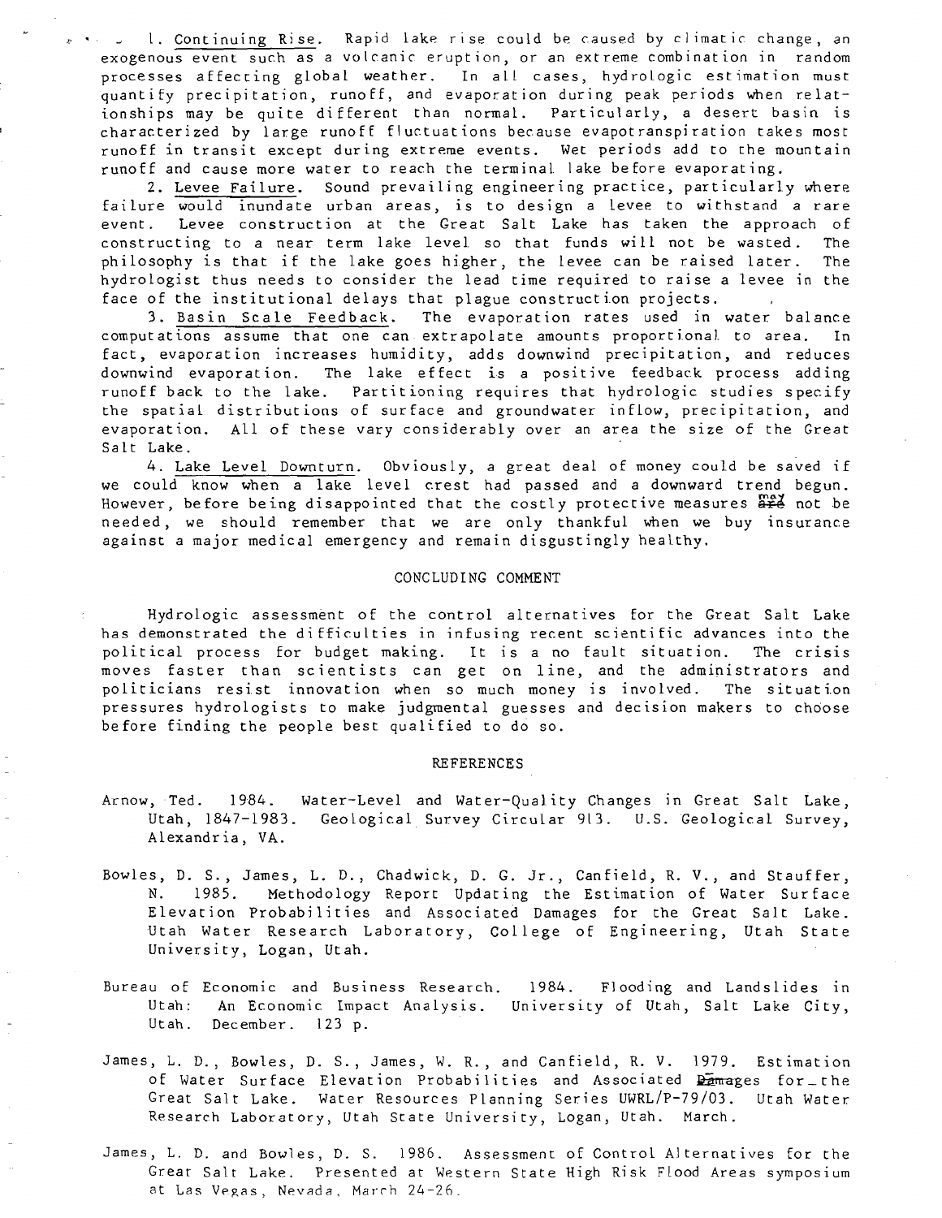1. Continuing Rise. Rapid lake rise could be caused by climatic change, an exogenous event such as a volcanic eruption, or an extreme combination in random processes affecting global weather. In all cases, hydrologic estimation must quantify precipitation, runoff, and evaporation during peak periods when relationships may be quite different than normal. Particularly, a desert basin is characterized by large runoff fluctuations because evapotranspiration takes most runoff in transit except during extreme events. Wet periods add to the mountain runoff and cause more water to reach the terminal lake before evaporating.

2. Levee Failure. Sound prevailing engineering practice, particularly where failure would inundate urban areas, is to design a levee to withstand a rare event. Levee construction at the Great Salt Lake has taken the approach of constructing to a near term lake level so that funds will not be wasted. The philosophy is that if the lake goes higher, the levee can be raised later. The hydrologist thus needs to consider the lead time required to raise a levee in the face of the institutional delays that plague construction projects.

3. Basin Scale Feedback. The evaporation rates used in water balance computations assume that one can extrapolate amounts proportional to area. In fact, evaporation increases humidity, adds downwind precipitation, and reduces downwind evaporation. The lake effect is a positive feedback process adding runoff back to the lake. Partitioning requires that hydrologic studies specify the spatial distributions of surface and groundwater inflow, precipitation, and evaporation. All of these vary considerably over an area the size of the Great Salt Lake.

4. Lake Level Downturn. Obviously, a great deal of money could be saved if we could know when a lake level crest had passed and a downward trend begun. However, before being disappointed that the costly protective measures may not be needed, we should remember that we are only thankful when we buy insurance against a major medical emergency and remain disgustingly healthy.

## CONCLUDING COMMENT

Hydrologic assessment of the control alternatives for the Great Salt Lake has demonstrated the difficulties in infusing recent scientific advances into the political process for budget making. It is a no fault situation. The crisis moves faster than scientists can get on line, and the administrators and politicians resist innovation when so much money is involved. The situation pressures hydrologists to make judgmental guesses and decision makers to choose before finding the people best qualified to do so.

## REFERENCES

Arnow, Ted. 1984. Water-Level and Water-Quality Changes in Great Salt Lake, Utah, 1847-1983. Geological Survey Circular 913. U.S. Geological Survey, Alexandria, VA.

Bowles, D. S., James, L. D., Chadwick, D. G. Jr., Canfield, R. V., and Stauffer, N. 1985. Methodology Report Updating the Estimation of Water Surface Elevation Probabilities and Associated Damages for the Great Salt Lake. Utah Water Research Laboratory, College of Engineering, Utah State University, Logan, Utah.

Bureau of Economic and Business Research. 1984. Flooding and Landslides in Utah: An Economic Impact Analysis. University of Utah, Salt Lake City, Utah. December. 123 p.

James, L. D., Bowles, D. S., James, W. R., and Canfield, R. V. 1979. Estimation of Water Surface Elevation Probabilities and Associated Damages for the Great Salt Lake. Water Resources Planning Series UWRL/P-79/03. Utah Water Research Laboratory, Utah State University, Logan, Utah. March.

James, L. D. and Bowles, D. S. 1986. Assessment of Control Alternatives for the Great Salt Lake. Presented at Western State High Risk Flood Areas symposium at Las Vegas, Nevada, March 24-26.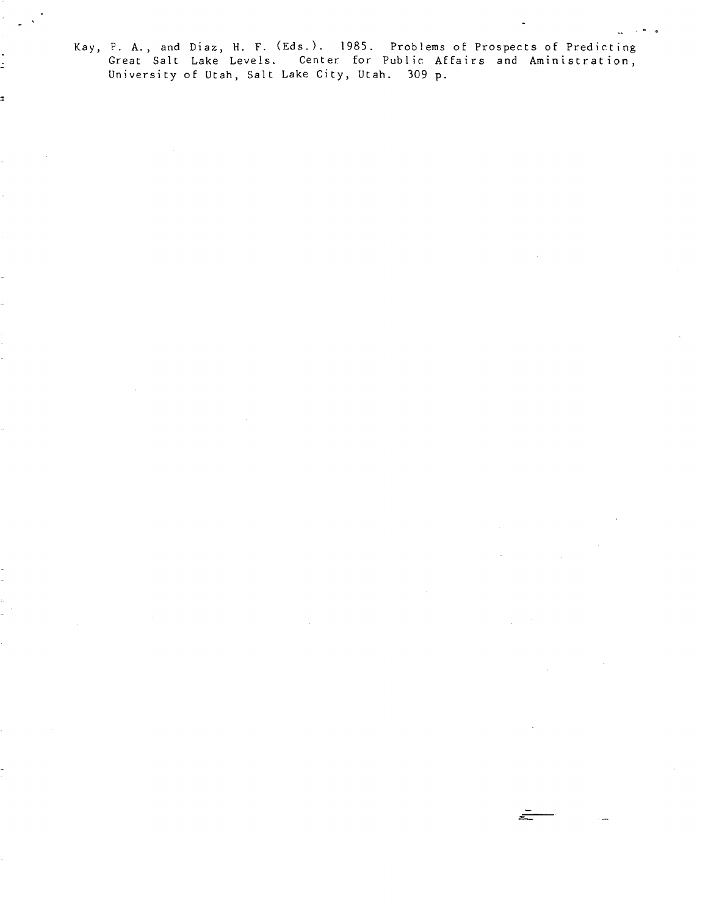Kay, P. A., and Diaz, H. F. (Eds.). 1985. Problems of Prospects of Predicting Great Salt Lake Levels. Center for Public Affairs and Aministration, University of Utah, Salt Lake City, Utah. 309 p.